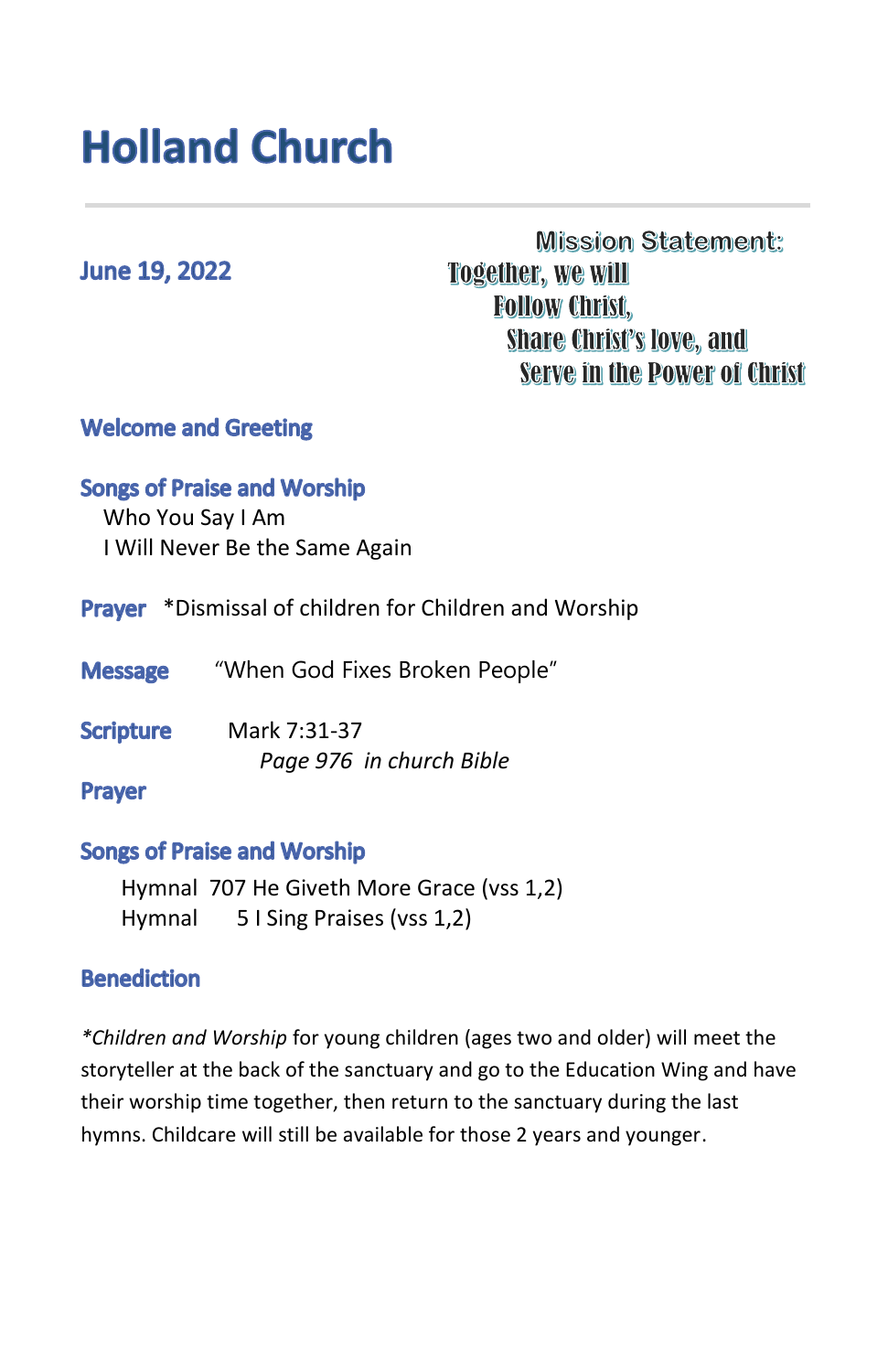# Holland Church

**June 19, 2022**

**Mission Statement:**
Together, we will
Follow Christ,
Share Christ's love, and
Serve in the Power of Christ

## Welcome and Greeting

## Songs of Praise and Worship

Who You Say I Am
I Will Never Be the Same Again

## Prayer

*Dismissal of children for Children and Worship

## Message

"When God Fixes Broken People"

## Scripture

Mark 7:31-37
*Page 976 in church Bible*

## Prayer

## Songs of Praise and Worship

Hymnal 707 He Giveth More Grace (vss 1,2)
Hymnal 5 I Sing Praises (vss 1,2)

## Benediction

**Children and Worship* for young children (ages two and older) will meet the storyteller at the back of the sanctuary and go to the Education Wing and have their worship time together, then return to the sanctuary during the last hymns. Childcare will still be available for those 2 years and younger.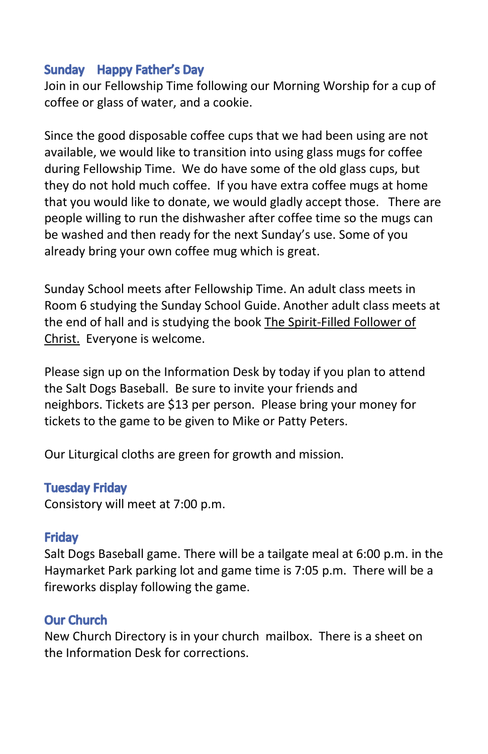## Sunday Happy Father's Day

Join in our Fellowship Time following our Morning Worship for a cup of coffee or glass of water, and a cookie.

Since the good disposable coffee cups that we had been using are not available, we would like to transition into using glass mugs for coffee during Fellowship Time. We do have some of the old glass cups, but they do not hold much coffee. If you have extra coffee mugs at home that you would like to donate, we would gladly accept those. There are people willing to run the dishwasher after coffee time so the mugs can be washed and then ready for the next Sunday's use. Some of you already bring your own coffee mug which is great.

Sunday School meets after Fellowship Time. An adult class meets in Room 6 studying the Sunday School Guide. Another adult class meets at the end of hall and is studying the book <u>The Spirit-Filled Follower of Christ.</u> Everyone is welcome.

Please sign up on the Information Desk by today if you plan to attend the Salt Dogs Baseball. Be sure to invite your friends and neighbors. Tickets are $13 per person. Please bring your money for tickets to the game to be given to Mike or Patty Peters.

Our Liturgical cloths are green for growth and mission.

## Tuesday Friday

Consistory will meet at 7:00 p.m.

## Friday

Salt Dogs Baseball game. There will be a tailgate meal at 6:00 p.m. in the Haymarket Park parking lot and game time is 7:05 p.m. There will be a fireworks display following the game.

## Our Church

New Church Directory is in your church mailbox. There is a sheet on the Information Desk for corrections.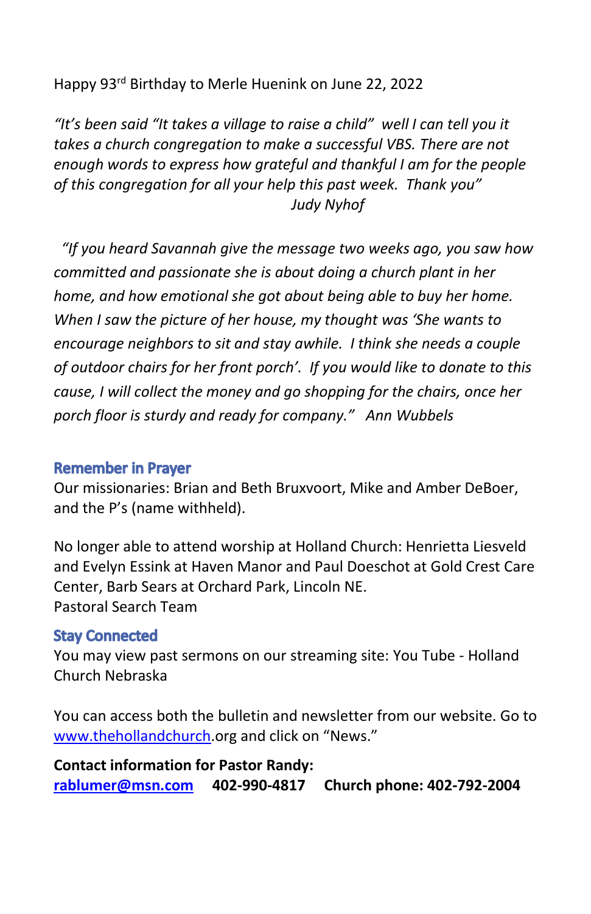Happy 93rd Birthday to Merle Huenink on June 22, 2022

*"It's been said "It takes a village to raise a child" well I can tell you it takes a church congregation to make a successful VBS. There are not enough words to express how grateful and thankful I am for the people of this congregation for all your help this past week. Thank you"*
*Judy Nyhof*

*"If you heard Savannah give the message two weeks ago, you saw how committed and passionate she is about doing a church plant in her home, and how emotional she got about being able to buy her home. When I saw the picture of her house, my thought was 'She wants to encourage neighbors to sit and stay awhile. I think she needs a couple of outdoor chairs for her front porch'. If you would like to donate to this cause, I will collect the money and go shopping for the chairs, once her porch floor is sturdy and ready for company." Ann Wubbels*

## Remember in Prayer

Our missionaries: Brian and Beth Bruxvoort, Mike and Amber DeBoer, and the P's (name withheld).

No longer able to attend worship at Holland Church: Henrietta Liesveld and Evelyn Essink at Haven Manor and Paul Doeschot at Gold Crest Care Center, Barb Sears at Orchard Park, Lincoln NE.
Pastoral Search Team

## Stay Connected

You may view past sermons on our streaming site: You Tube - Holland Church Nebraska

You can access both the bulletin and newsletter from our website. Go to www.thehollandchurch.org and click on "News."

**Contact information for Pastor Randy:**
**rablumer@msn.com 402-990-4817 Church phone: 402-792-2004**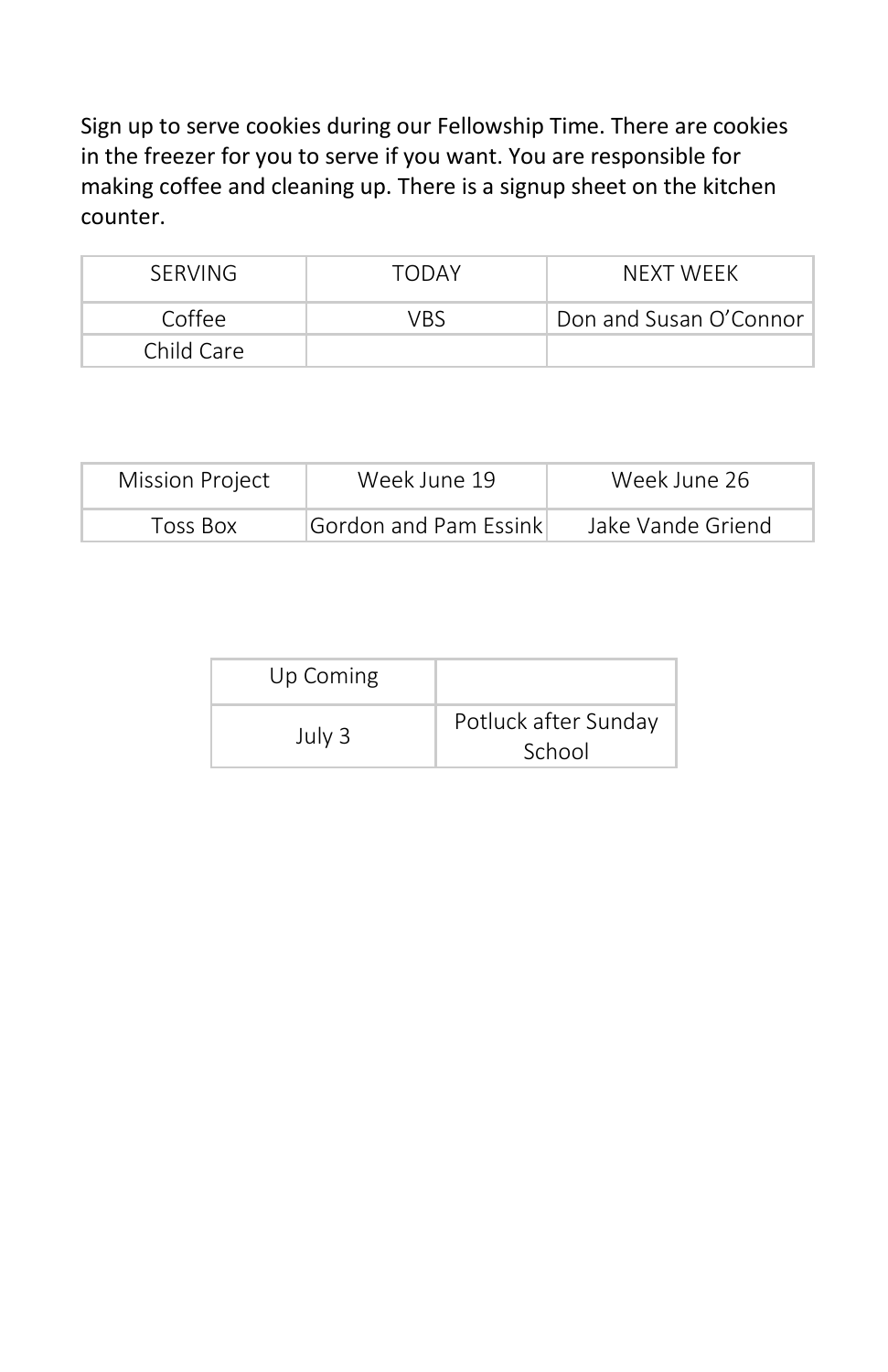Sign up to serve cookies during our Fellowship Time. There are cookies in the freezer for you to serve if you want. You are responsible for making coffee and cleaning up. There is a signup sheet on the kitchen counter.

| SERVING | TODAY | NEXT WEEK |
| --- | --- | --- |
| Coffee | VBS | Don and Susan O'Connor |
| Child Care | | |

| Mission Project | Week June 19 | Week June 26 |
| --- | --- | --- |
| Toss Box | Gordon and Pam Essink | Jake Vande Griend |

| Up Coming | |
| --- | --- |
| July 3 | Potluck after Sunday School |